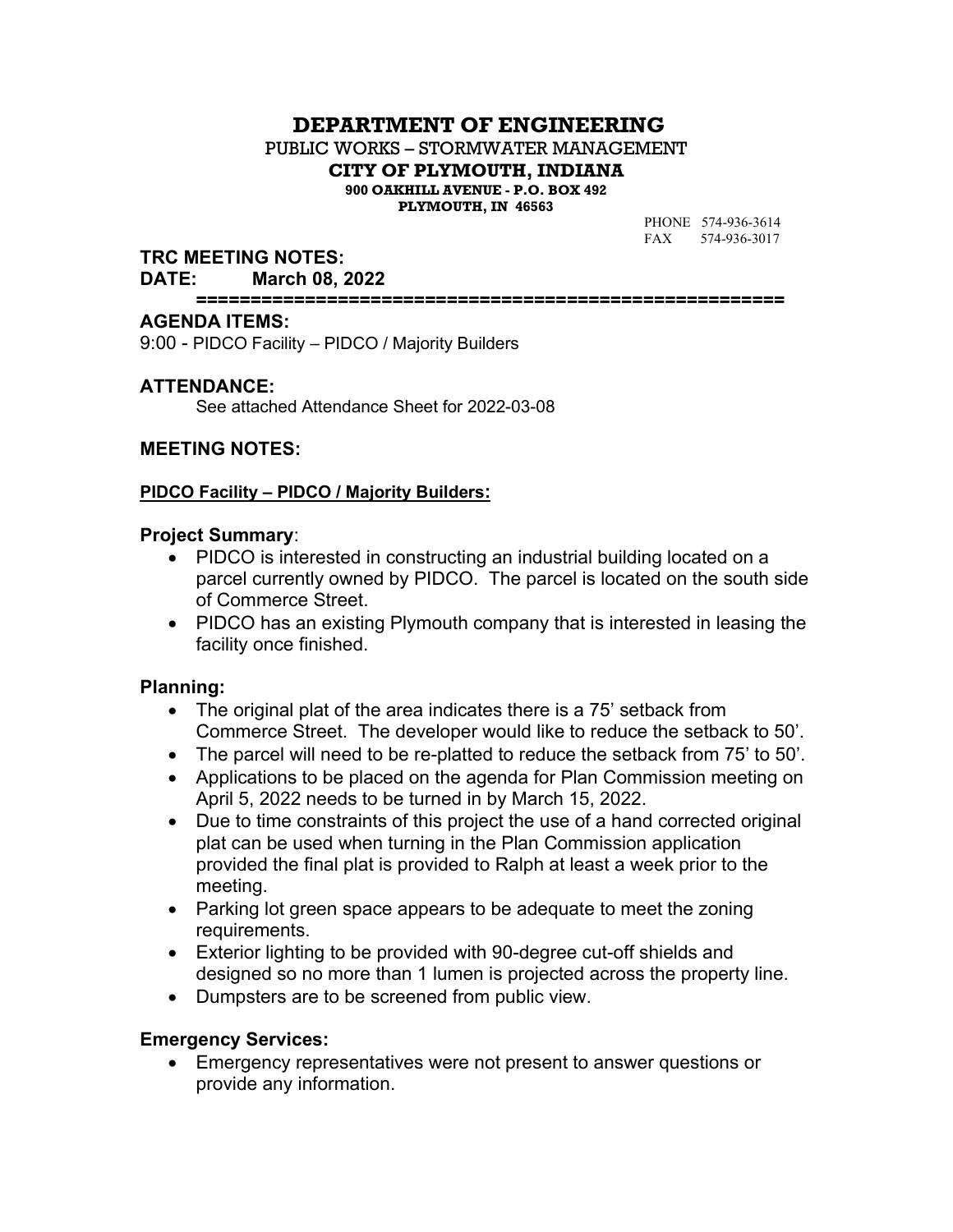# DEPARTMENT OF ENGINEERING

PUBLIC WORKS – STORMWATER MANAGEMENT

**CITY OF PLYMOUTH, INDIANA**

**900 OAKHILL AVENUE - P.O. BOX 492**

**PLYMOUTH, IN 46563**

PHONE 574-936-3614
FAX 574-936-3017

## TRC MEETING NOTES:

## DATE: March 08, 2022

=====================================================

## AGENDA ITEMS:

9:00 - PIDCO Facility – PIDCO / Majority Builders

## ATTENDANCE:

See attached Attendance Sheet for 2022-03-08

## MEETING NOTES:

**PIDCO Facility – PIDCO / Majority Builders:**

### Project Summary:

- PIDCO is interested in constructing an industrial building located on a parcel currently owned by PIDCO. The parcel is located on the south side of Commerce Street.
- PIDCO has an existing Plymouth company that is interested in leasing the facility once finished.

### Planning:

- The original plat of the area indicates there is a 75' setback from Commerce Street. The developer would like to reduce the setback to 50'.
- The parcel will need to be re-platted to reduce the setback from 75' to 50'.
- Applications to be placed on the agenda for Plan Commission meeting on April 5, 2022 needs to be turned in by March 15, 2022.
- Due to time constraints of this project the use of a hand corrected original plat can be used when turning in the Plan Commission application provided the final plat is provided to Ralph at least a week prior to the meeting.
- Parking lot green space appears to be adequate to meet the zoning requirements.
- Exterior lighting to be provided with 90-degree cut-off shields and designed so no more than 1 lumen is projected across the property line.
- Dumpsters are to be screened from public view.

### Emergency Services:

- Emergency representatives were not present to answer questions or provide any information.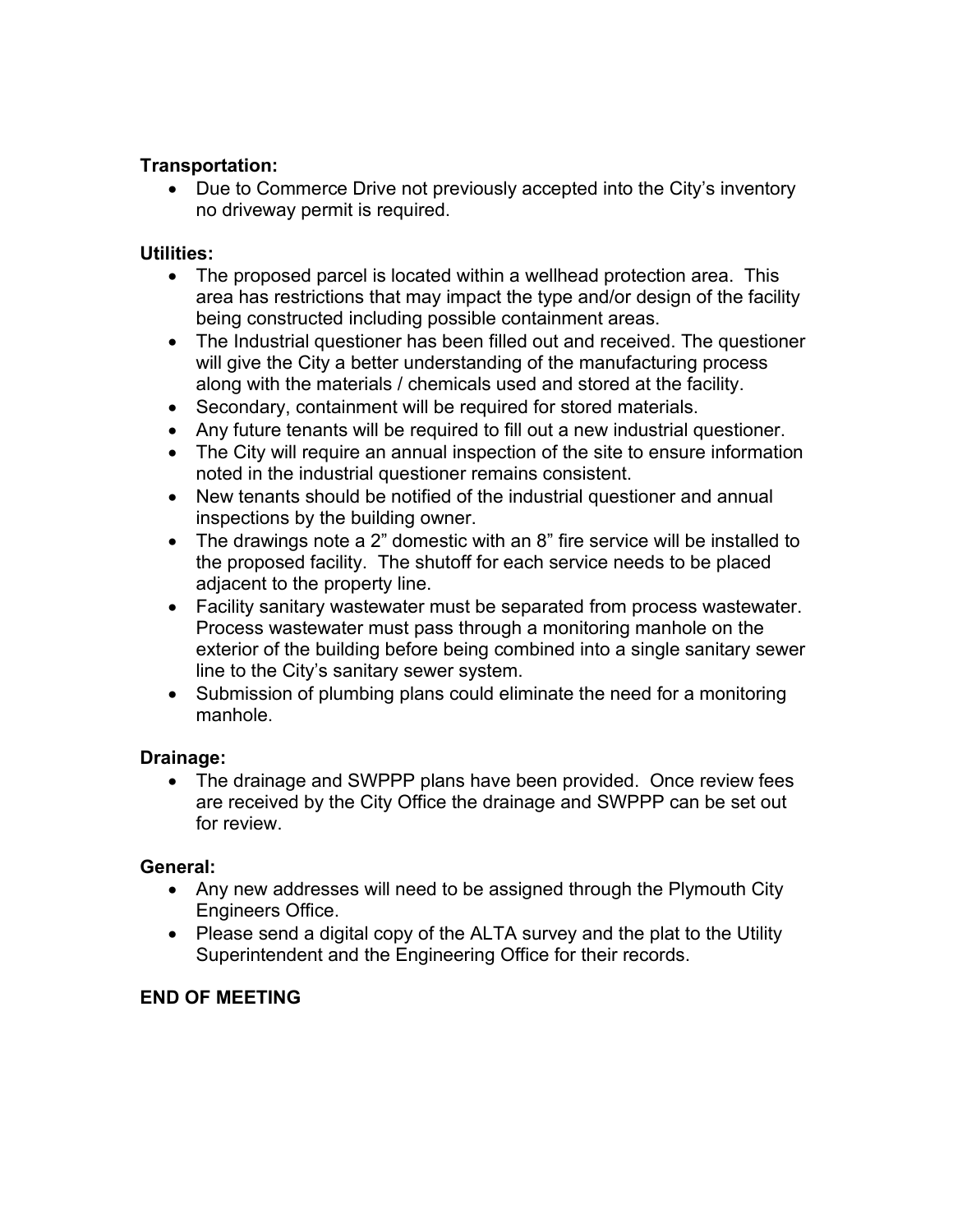**Transportation:**

- Due to Commerce Drive not previously accepted into the City's inventory no driveway permit is required.

**Utilities:**

- The proposed parcel is located within a wellhead protection area. This area has restrictions that may impact the type and/or design of the facility being constructed including possible containment areas.
- The Industrial questioner has been filled out and received. The questioner will give the City a better understanding of the manufacturing process along with the materials / chemicals used and stored at the facility.
- Secondary, containment will be required for stored materials.
- Any future tenants will be required to fill out a new industrial questioner.
- The City will require an annual inspection of the site to ensure information noted in the industrial questioner remains consistent.
- New tenants should be notified of the industrial questioner and annual inspections by the building owner.
- The drawings note a 2" domestic with an 8" fire service will be installed to the proposed facility. The shutoff for each service needs to be placed adjacent to the property line.
- Facility sanitary wastewater must be separated from process wastewater. Process wastewater must pass through a monitoring manhole on the exterior of the building before being combined into a single sanitary sewer line to the City's sanitary sewer system.
- Submission of plumbing plans could eliminate the need for a monitoring manhole.

**Drainage:**

- The drainage and SWPPP plans have been provided. Once review fees are received by the City Office the drainage and SWPPP can be set out for review.

**General:**

- Any new addresses will need to be assigned through the Plymouth City Engineers Office.
- Please send a digital copy of the ALTA survey and the plat to the Utility Superintendent and the Engineering Office for their records.

**END OF MEETING**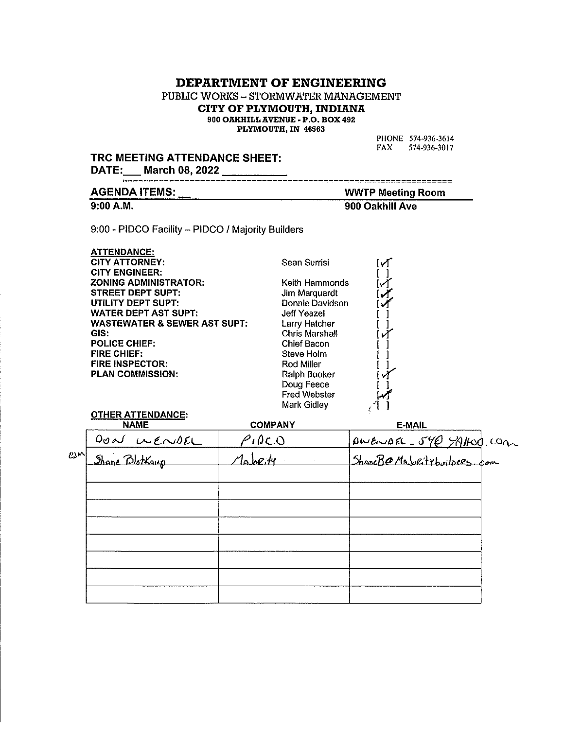# DEPARTMENT OF ENGINEERING

PUBLIC WORKS – STORMWATER MANAGEMENT

**CITY OF PLYMOUTH, INDIANA**

900 OAKHILL AVENUE - P.O. BOX 492

PLYMOUTH, IN 46563

PHONE 574-936-3614
FAX 574-936-3017

**TRC MEETING ATTENDANCE SHEET:**

**DATE: March 08, 2022**

| **AGENDA ITEMS:** | **WWTP Meeting Room** |
|---|---|
| **9:00 A.M.** | **900 Oakhill Ave** |

9:00 - PIDCO Facility – PIDCO / Majority Builders

**ATTENDANCE:**

| | | |
|---|---|---|
| **CITY ATTORNEY:** | Sean Surrisi | [✓] |
| **CITY ENGINEER:** | | [ ] |
| **ZONING ADMINISTRATOR:** | Keith Hammonds | [✓] |
| **STREET DEPT SUPT:** | Jim Marquardt | [✓] |
| **UTILITY DEPT SUPT:** | Donnie Davidson | [✓] |
| **WATER DEPT AST SUPT:** | Jeff Yeazel | [ ] |
| **WASTEWATER & SEWER AST SUPT:** | Larry Hatcher | [ ] |
| **GIS:** | Chris Marshall | [✓] |
| **POLICE CHIEF:** | Chief Bacon | [ ] |
| **FIRE CHIEF:** | Steve Holm | [ ] |
| **FIRE INSPECTOR:** | Rod Miller | [ ] |
| **PLAN COMMISSION:** | Ralph Booker | [✓] |
| | Doug Feece | [ ] |
| | Fred Webster | [✓] |
| | Mark Gidley | [ ] |

**OTHER ATTENDANCE:**

| NAME | COMPANY | E-MAIL |
|---|---|---|
| DON WENDEL | PIDCO | DWENDEL_54@YAHOO.COM |
| Shane Blotkamp | Majority | ShaneB@Majoritybuilders.com |
| | | |
| | | |
| | | |
| | | |
| | | |
| | | |
| | | |
| | | |